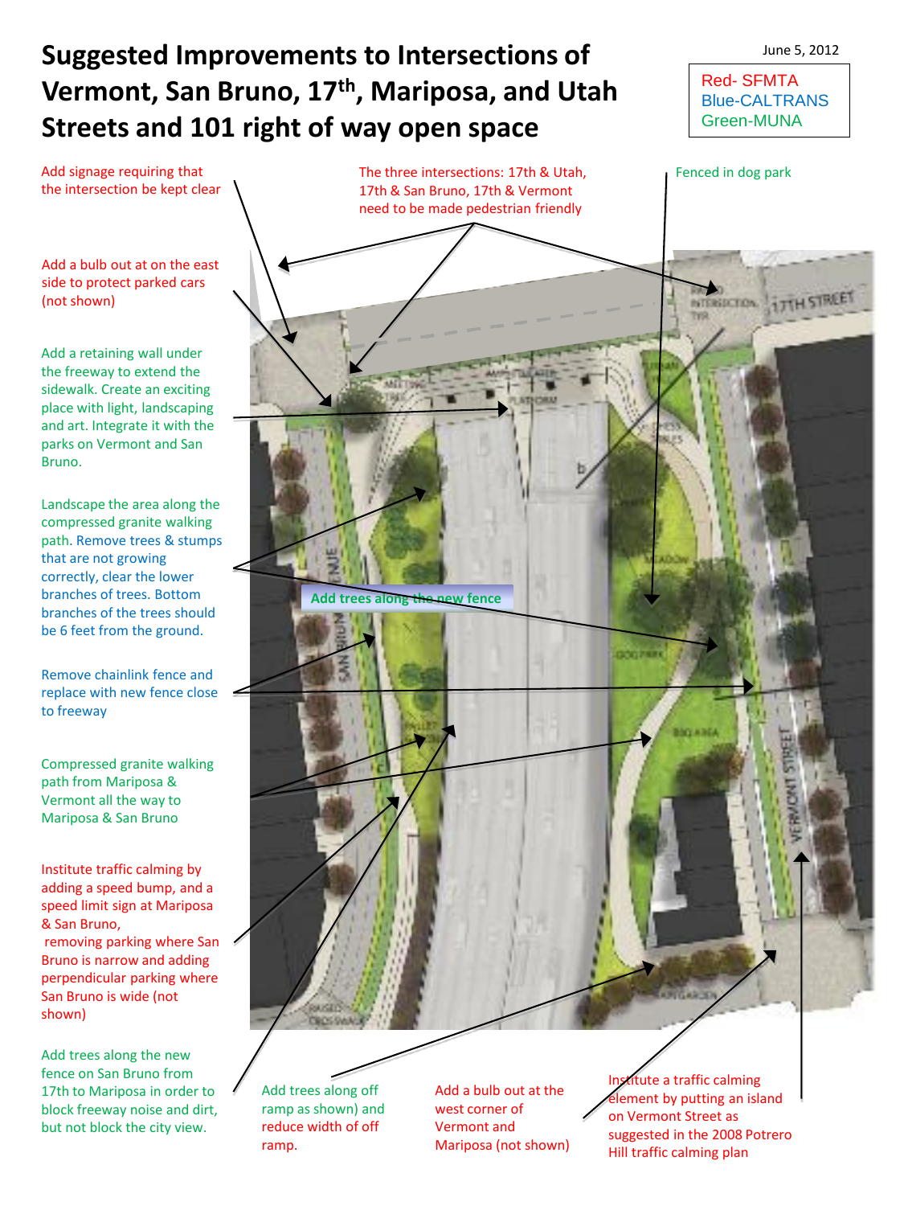# Suggested Improvements to Intersections of Vermont, San Bruno, 17th, Mariposa, and Utah Streets and 101 right of way open space

June 5, 2012

Red- SFMTA
Blue-CALTRANS
Green-MUNA

Add signage requiring that the intersection be kept clear

The three intersections: 17th & Utah, 17th & San Bruno, 17th & Vermont need to be made pedestrian friendly

Fenced in dog park

Add a bulb out at on the east side to protect parked cars (not shown)

Add a retaining wall under the freeway to extend the sidewalk. Create an exciting place with light, landscaping and art. Integrate it with the parks on Vermont and San Bruno.

Landscape the area along the compressed granite walking path. Remove trees & stumps that are not growing correctly, clear the lower branches of trees. Bottom branches of the trees should be 6 feet from the ground.

Add trees along the new fence

Remove chainlink fence and replace with new fence close to freeway

Compressed granite walking path from Mariposa & Vermont all the way to Mariposa & San Bruno

Institute traffic calming by adding a speed bump, and a speed limit sign at Mariposa & San Bruno,
removing parking where San Bruno is narrow and adding perpendicular parking where San Bruno is wide (not shown)

Add trees along the new fence on San Bruno from 17th to Mariposa in order to block freeway noise and dirt, but not block the city view.

Add trees along off ramp as shown) and reduce width of off ramp.

Add a bulb out at the west corner of Vermont and Mariposa (not shown)

Institute a traffic calming element by putting an island on Vermont Street as suggested in the 2008 Potrero Hill traffic calming plan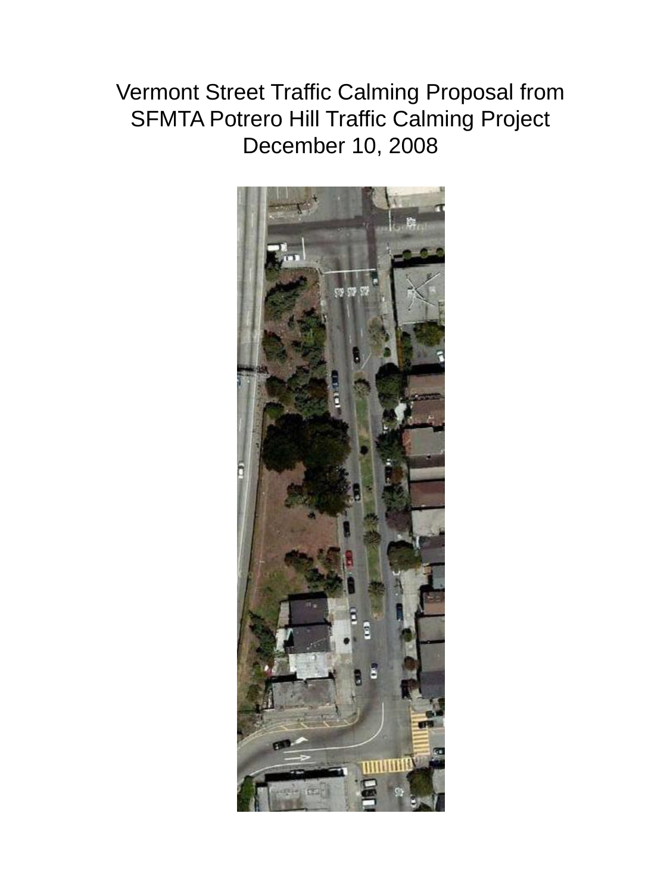Vermont Street Traffic Calming Proposal from SFMTA Potrero Hill Traffic Calming Project December 10, 2008